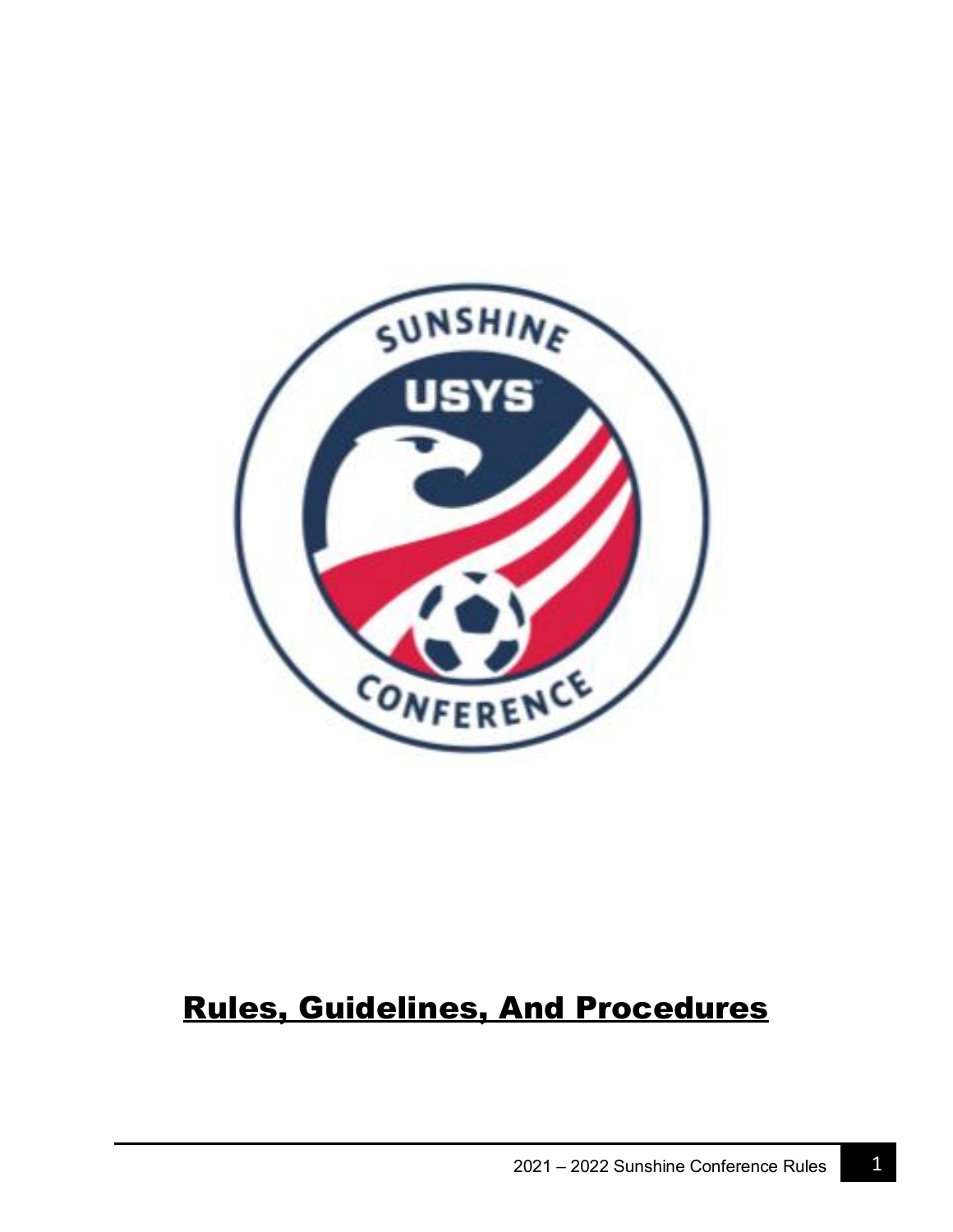# Rules, Guidelines, And Procedures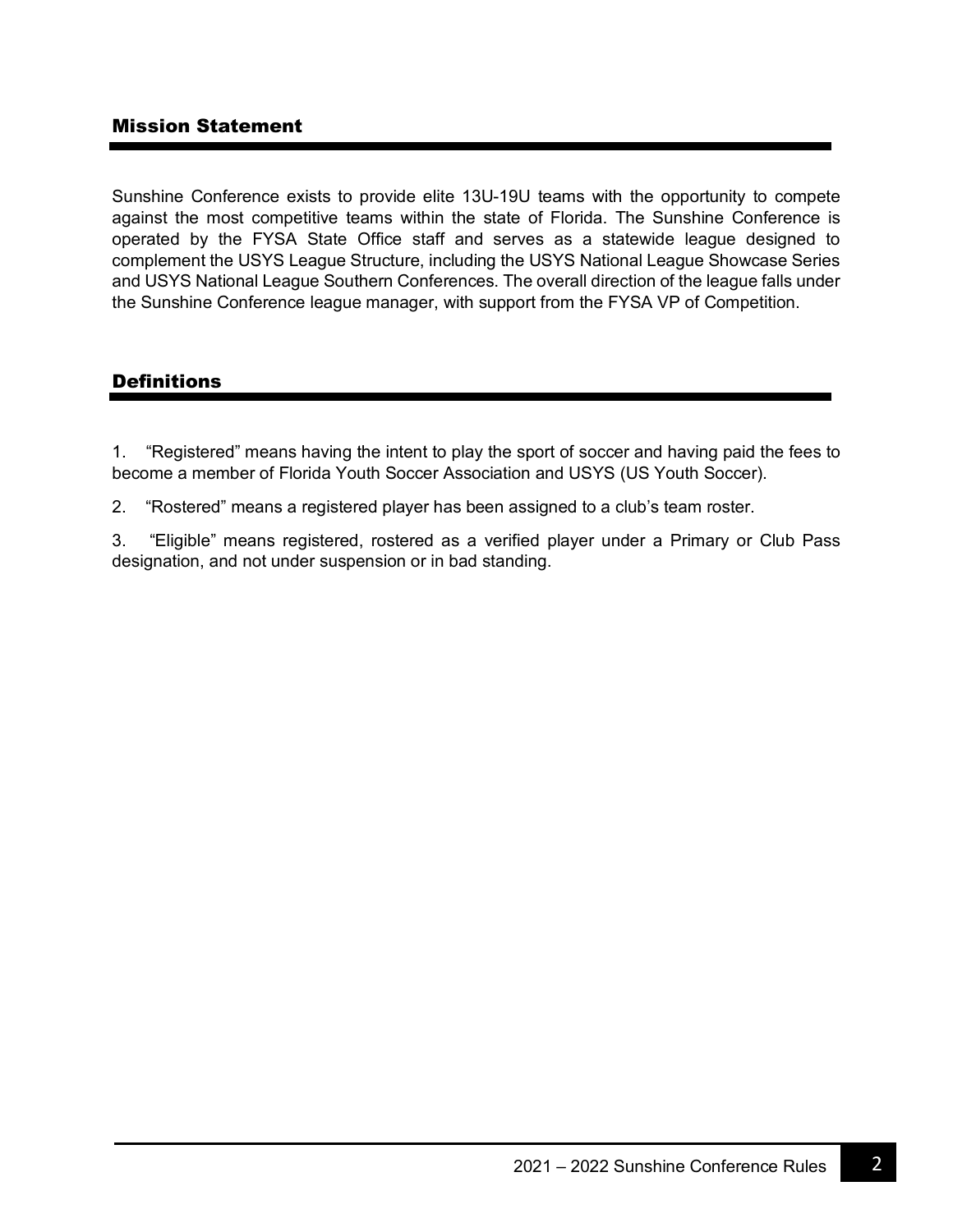## Mission Statement

Sunshine Conference exists to provide elite 13U-19U teams with the opportunity to compete against the most competitive teams within the state of Florida. The Sunshine Conference is operated by the FYSA State Office staff and serves as a statewide league designed to complement the USYS League Structure, including the USYS National League Showcase Series and USYS National League Southern Conferences. The overall direction of the league falls under the Sunshine Conference league manager, with support from the FYSA VP of Competition.

## Definitions

1. "Registered" means having the intent to play the sport of soccer and having paid the fees to become a member of Florida Youth Soccer Association and USYS (US Youth Soccer).

2. "Rostered" means a registered player has been assigned to a club's team roster.

3. "Eligible" means registered, rostered as a verified player under a Primary or Club Pass designation, and not under suspension or in bad standing.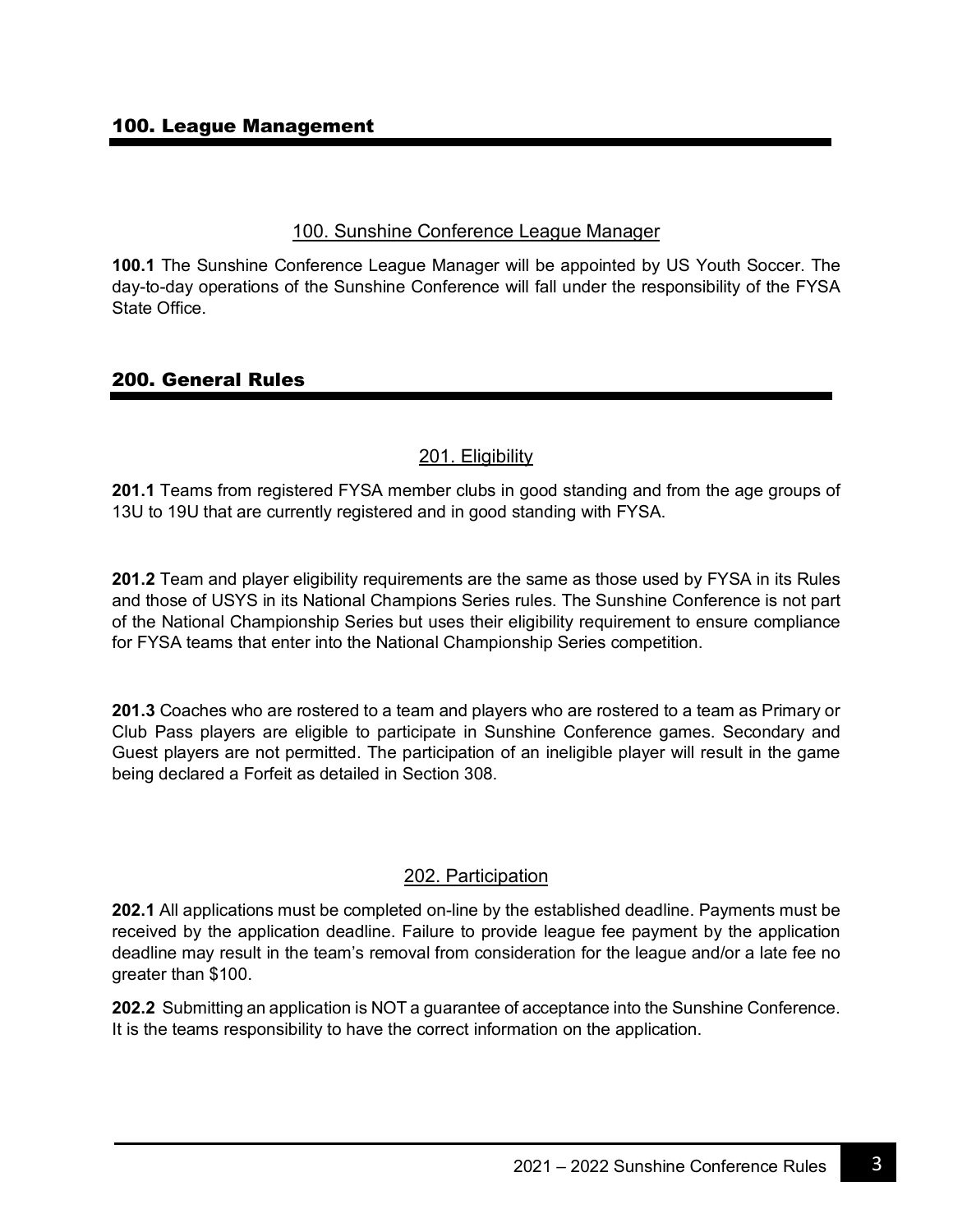# 100. League Management

## 100. Sunshine Conference League Manager

**100.1** The Sunshine Conference League Manager will be appointed by US Youth Soccer. The day-to-day operations of the Sunshine Conference will fall under the responsibility of the FYSA State Office.

# 200. General Rules

## 201. Eligibility

**201.1** Teams from registered FYSA member clubs in good standing and from the age groups of 13U to 19U that are currently registered and in good standing with FYSA.

**201.2** Team and player eligibility requirements are the same as those used by FYSA in its Rules and those of USYS in its National Champions Series rules. The Sunshine Conference is not part of the National Championship Series but uses their eligibility requirement to ensure compliance for FYSA teams that enter into the National Championship Series competition.

**201.3** Coaches who are rostered to a team and players who are rostered to a team as Primary or Club Pass players are eligible to participate in Sunshine Conference games. Secondary and Guest players are not permitted. The participation of an ineligible player will result in the game being declared a Forfeit as detailed in Section 308.

## 202. Participation

**202.1** All applications must be completed on-line by the established deadline. Payments must be received by the application deadline. Failure to provide league fee payment by the application deadline may result in the team's removal from consideration for the league and/or a late fee no greater than $100.

**202.2** Submitting an application is NOT a guarantee of acceptance into the Sunshine Conference. It is the teams responsibility to have the correct information on the application.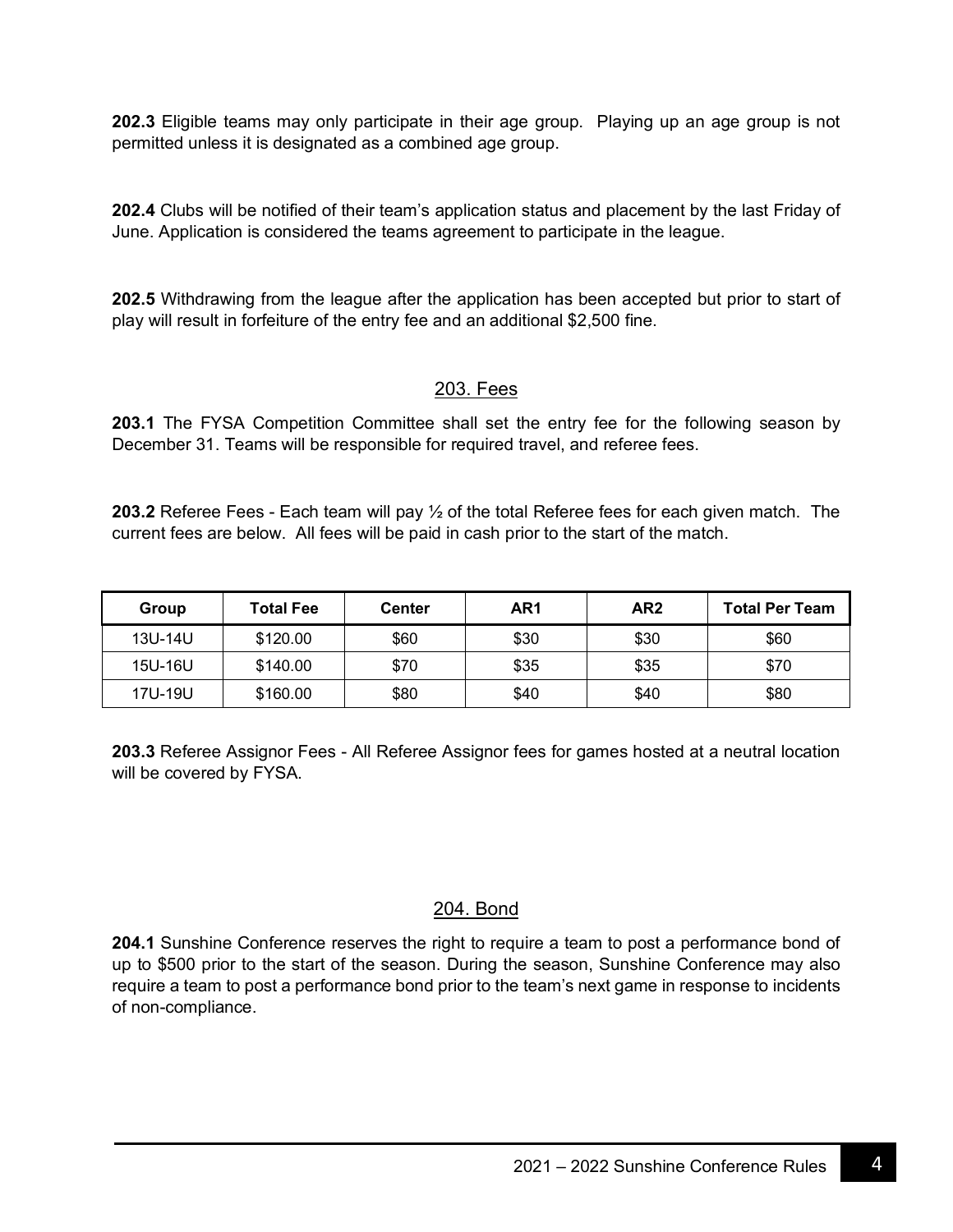**202.3** Eligible teams may only participate in their age group. Playing up an age group is not permitted unless it is designated as a combined age group.

**202.4** Clubs will be notified of their team's application status and placement by the last Friday of June. Application is considered the teams agreement to participate in the league.

**202.5** Withdrawing from the league after the application has been accepted but prior to start of play will result in forfeiture of the entry fee and an additional $2,500 fine.

## 203. Fees

**203.1** The FYSA Competition Committee shall set the entry fee for the following season by December 31. Teams will be responsible for required travel, and referee fees.

**203.2** Referee Fees - Each team will pay ½ of the total Referee fees for each given match. The current fees are below. All fees will be paid in cash prior to the start of the match.

| Group | Total Fee | Center | AR1 | AR2 | Total Per Team |
|---|---|---|---|---|---|
| 13U-14U | $120.00 | $60 | $30 | $30 | $60 |
| 15U-16U | $140.00 | $70 | $35 | $35 | $70 |
| 17U-19U | $160.00 | $80 | $40 | $40 | $80 |

**203.3** Referee Assignor Fees - All Referee Assignor fees for games hosted at a neutral location will be covered by FYSA.

## 204. Bond

**204.1** Sunshine Conference reserves the right to require a team to post a performance bond of up to $500 prior to the start of the season. During the season, Sunshine Conference may also require a team to post a performance bond prior to the team's next game in response to incidents of non-compliance.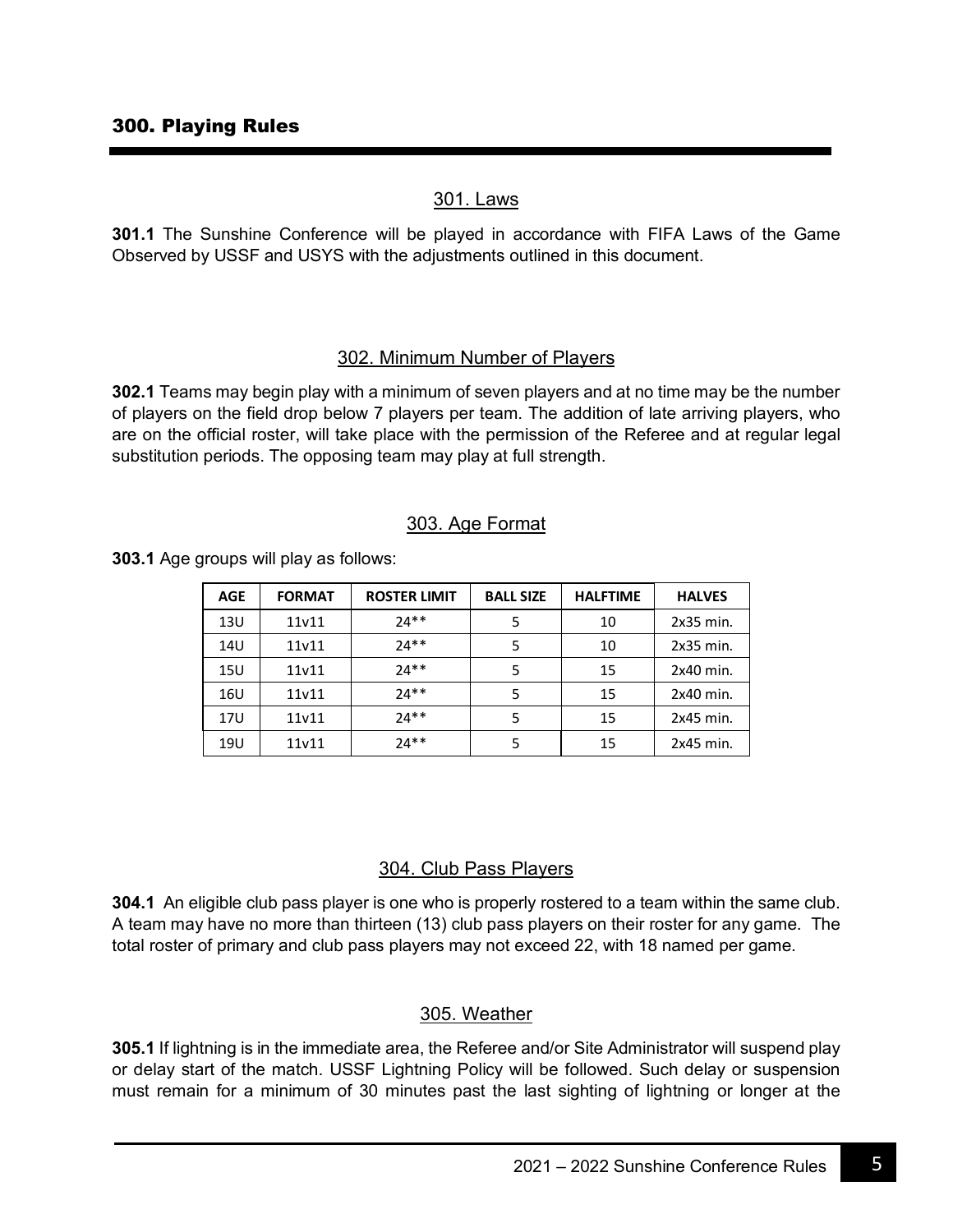## 300. Playing Rules

### 301. Laws

**301.1** The Sunshine Conference will be played in accordance with FIFA Laws of the Game Observed by USSF and USYS with the adjustments outlined in this document.

### 302. Minimum Number of Players

**302.1** Teams may begin play with a minimum of seven players and at no time may be the number of players on the field drop below 7 players per team. The addition of late arriving players, who are on the official roster, will take place with the permission of the Referee and at regular legal substitution periods. The opposing team may play at full strength.

### 303. Age Format

**303.1** Age groups will play as follows:

| AGE | FORMAT | ROSTER LIMIT | BALL SIZE | HALFTIME | HALVES |
|---|---|---|---|---|---|
| 13U | 11v11 | 24** | 5 | 10 | 2x35 min. |
| 14U | 11v11 | 24** | 5 | 10 | 2x35 min. |
| 15U | 11v11 | 24** | 5 | 15 | 2x40 min. |
| 16U | 11v11 | 24** | 5 | 15 | 2x40 min. |
| 17U | 11v11 | 24** | 5 | 15 | 2x45 min. |
| 19U | 11v11 | 24** | 5 | 15 | 2x45 min. |

### 304. Club Pass Players

**304.1** An eligible club pass player is one who is properly rostered to a team within the same club. A team may have no more than thirteen (13) club pass players on their roster for any game. The total roster of primary and club pass players may not exceed 22, with 18 named per game.

### 305. Weather

**305.1** If lightning is in the immediate area, the Referee and/or Site Administrator will suspend play or delay start of the match. USSF Lightning Policy will be followed. Such delay or suspension must remain for a minimum of 30 minutes past the last sighting of lightning or longer at the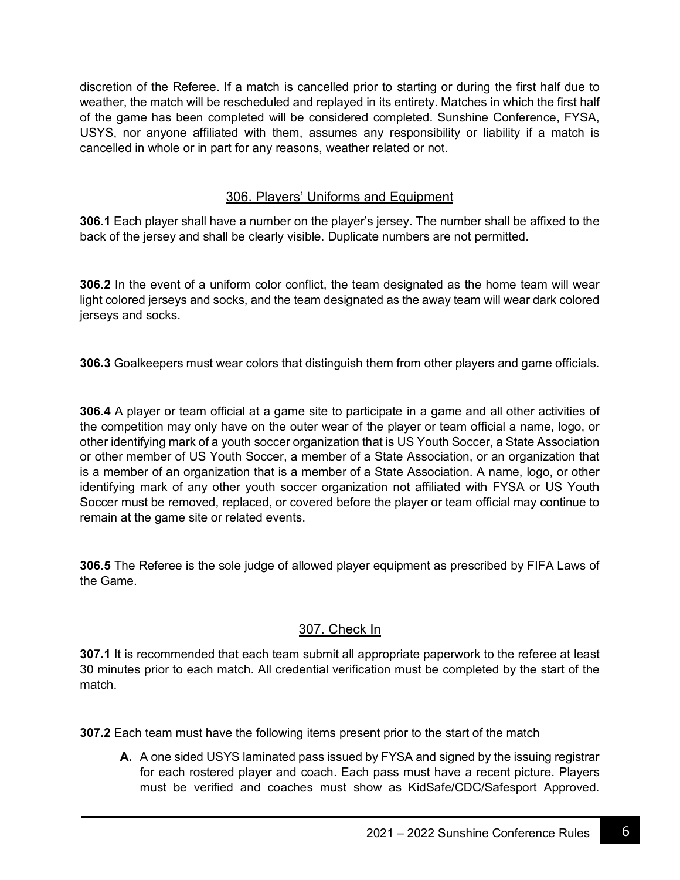discretion of the Referee. If a match is cancelled prior to starting or during the first half due to weather, the match will be rescheduled and replayed in its entirety. Matches in which the first half of the game has been completed will be considered completed. Sunshine Conference, FYSA, USYS, nor anyone affiliated with them, assumes any responsibility or liability if a match is cancelled in whole or in part for any reasons, weather related or not.

## 306. Players' Uniforms and Equipment

**306.1** Each player shall have a number on the player's jersey. The number shall be affixed to the back of the jersey and shall be clearly visible. Duplicate numbers are not permitted.

**306.2** In the event of a uniform color conflict, the team designated as the home team will wear light colored jerseys and socks, and the team designated as the away team will wear dark colored jerseys and socks.

**306.3** Goalkeepers must wear colors that distinguish them from other players and game officials.

**306.4** A player or team official at a game site to participate in a game and all other activities of the competition may only have on the outer wear of the player or team official a name, logo, or other identifying mark of a youth soccer organization that is US Youth Soccer, a State Association or other member of US Youth Soccer, a member of a State Association, or an organization that is a member of an organization that is a member of a State Association. A name, logo, or other identifying mark of any other youth soccer organization not affiliated with FYSA or US Youth Soccer must be removed, replaced, or covered before the player or team official may continue to remain at the game site or related events.

**306.5** The Referee is the sole judge of allowed player equipment as prescribed by FIFA Laws of the Game.

## 307. Check In

**307.1** It is recommended that each team submit all appropriate paperwork to the referee at least 30 minutes prior to each match. All credential verification must be completed by the start of the match.

**307.2** Each team must have the following items present prior to the start of the match

- **A.** A one sided USYS laminated pass issued by FYSA and signed by the issuing registrar for each rostered player and coach. Each pass must have a recent picture. Players must be verified and coaches must show as KidSafe/CDC/Safesport Approved.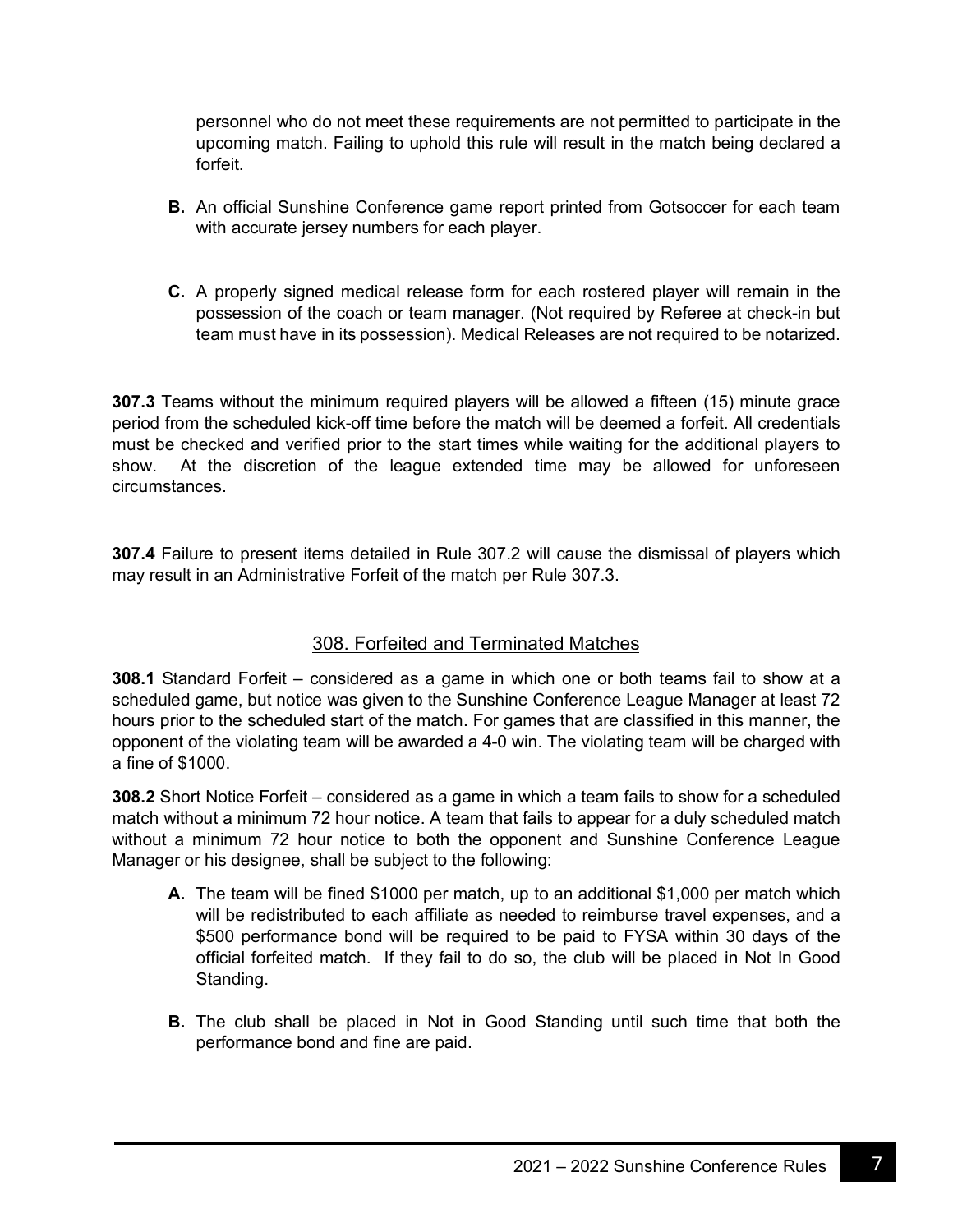personnel who do not meet these requirements are not permitted to participate in the upcoming match. Failing to uphold this rule will result in the match being declared a forfeit.

**B.** An official Sunshine Conference game report printed from Gotsoccer for each team with accurate jersey numbers for each player.

**C.** A properly signed medical release form for each rostered player will remain in the possession of the coach or team manager. (Not required by Referee at check-in but team must have in its possession). Medical Releases are not required to be notarized.

**307.3** Teams without the minimum required players will be allowed a fifteen (15) minute grace period from the scheduled kick-off time before the match will be deemed a forfeit. All credentials must be checked and verified prior to the start times while waiting for the additional players to show. At the discretion of the league extended time may be allowed for unforeseen circumstances.

**307.4** Failure to present items detailed in Rule 307.2 will cause the dismissal of players which may result in an Administrative Forfeit of the match per Rule 307.3.

## 308. Forfeited and Terminated Matches

**308.1** Standard Forfeit – considered as a game in which one or both teams fail to show at a scheduled game, but notice was given to the Sunshine Conference League Manager at least 72 hours prior to the scheduled start of the match. For games that are classified in this manner, the opponent of the violating team will be awarded a 4-0 win. The violating team will be charged with a fine of $1000.

**308.2** Short Notice Forfeit – considered as a game in which a team fails to show for a scheduled match without a minimum 72 hour notice. A team that fails to appear for a duly scheduled match without a minimum 72 hour notice to both the opponent and Sunshine Conference League Manager or his designee, shall be subject to the following:

**A.** The team will be fined $1000 per match, up to an additional $1,000 per match which will be redistributed to each affiliate as needed to reimburse travel expenses, and a $500 performance bond will be required to be paid to FYSA within 30 days of the official forfeited match. If they fail to do so, the club will be placed in Not In Good Standing.

**B.** The club shall be placed in Not in Good Standing until such time that both the performance bond and fine are paid.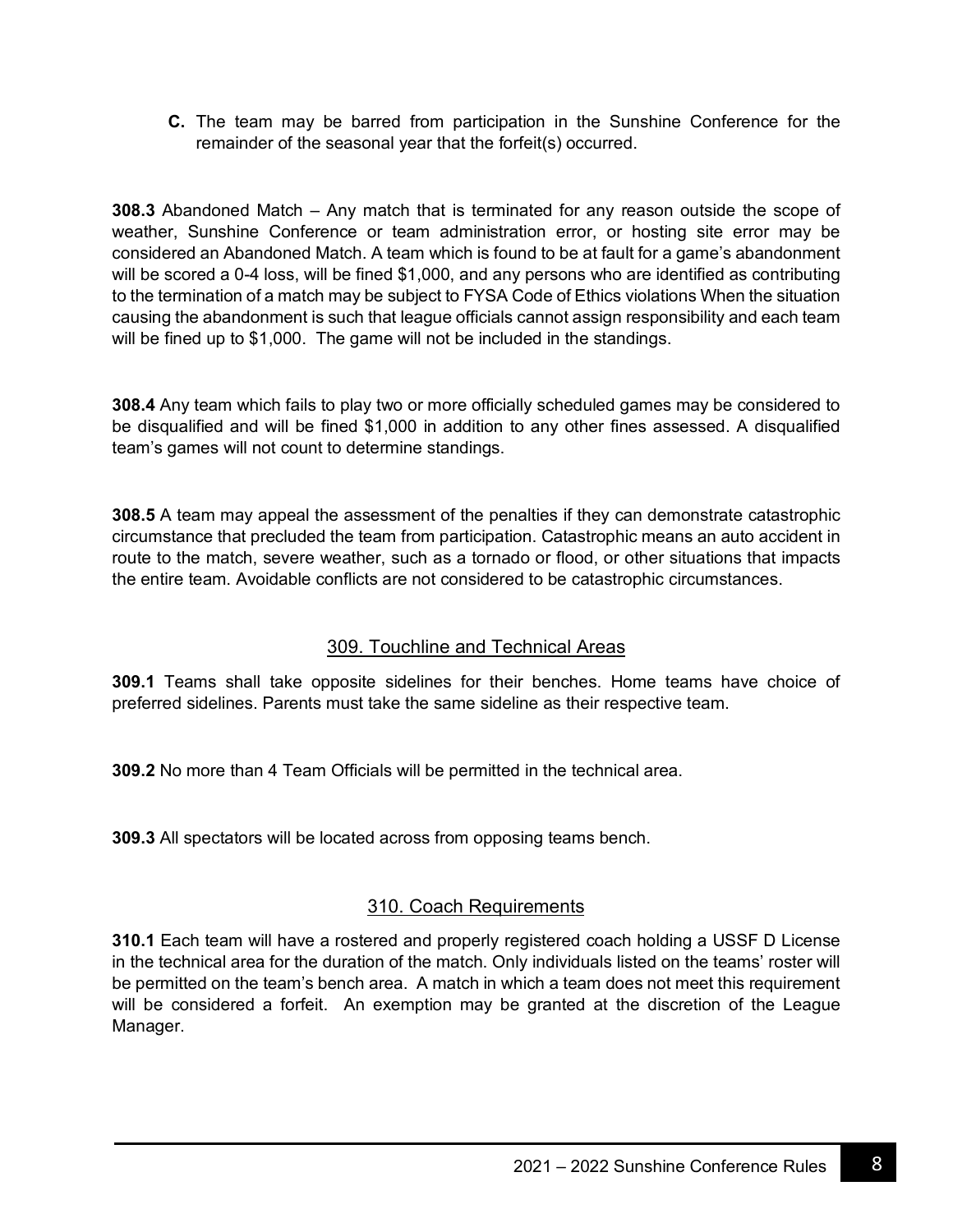**C.** The team may be barred from participation in the Sunshine Conference for the remainder of the seasonal year that the forfeit(s) occurred.

**308.3** Abandoned Match – Any match that is terminated for any reason outside the scope of weather, Sunshine Conference or team administration error, or hosting site error may be considered an Abandoned Match. A team which is found to be at fault for a game's abandonment will be scored a 0-4 loss, will be fined $1,000, and any persons who are identified as contributing to the termination of a match may be subject to FYSA Code of Ethics violations When the situation causing the abandonment is such that league officials cannot assign responsibility and each team will be fined up to $1,000. The game will not be included in the standings.

**308.4** Any team which fails to play two or more officially scheduled games may be considered to be disqualified and will be fined $1,000 in addition to any other fines assessed. A disqualified team's games will not count to determine standings.

**308.5** A team may appeal the assessment of the penalties if they can demonstrate catastrophic circumstance that precluded the team from participation. Catastrophic means an auto accident in route to the match, severe weather, such as a tornado or flood, or other situations that impacts the entire team. Avoidable conflicts are not considered to be catastrophic circumstances.

## 309. Touchline and Technical Areas

**309.1** Teams shall take opposite sidelines for their benches. Home teams have choice of preferred sidelines. Parents must take the same sideline as their respective team.

**309.2** No more than 4 Team Officials will be permitted in the technical area.

**309.3** All spectators will be located across from opposing teams bench.

## 310. Coach Requirements

**310.1** Each team will have a rostered and properly registered coach holding a USSF D License in the technical area for the duration of the match. Only individuals listed on the teams' roster will be permitted on the team's bench area. A match in which a team does not meet this requirement will be considered a forfeit. An exemption may be granted at the discretion of the League Manager.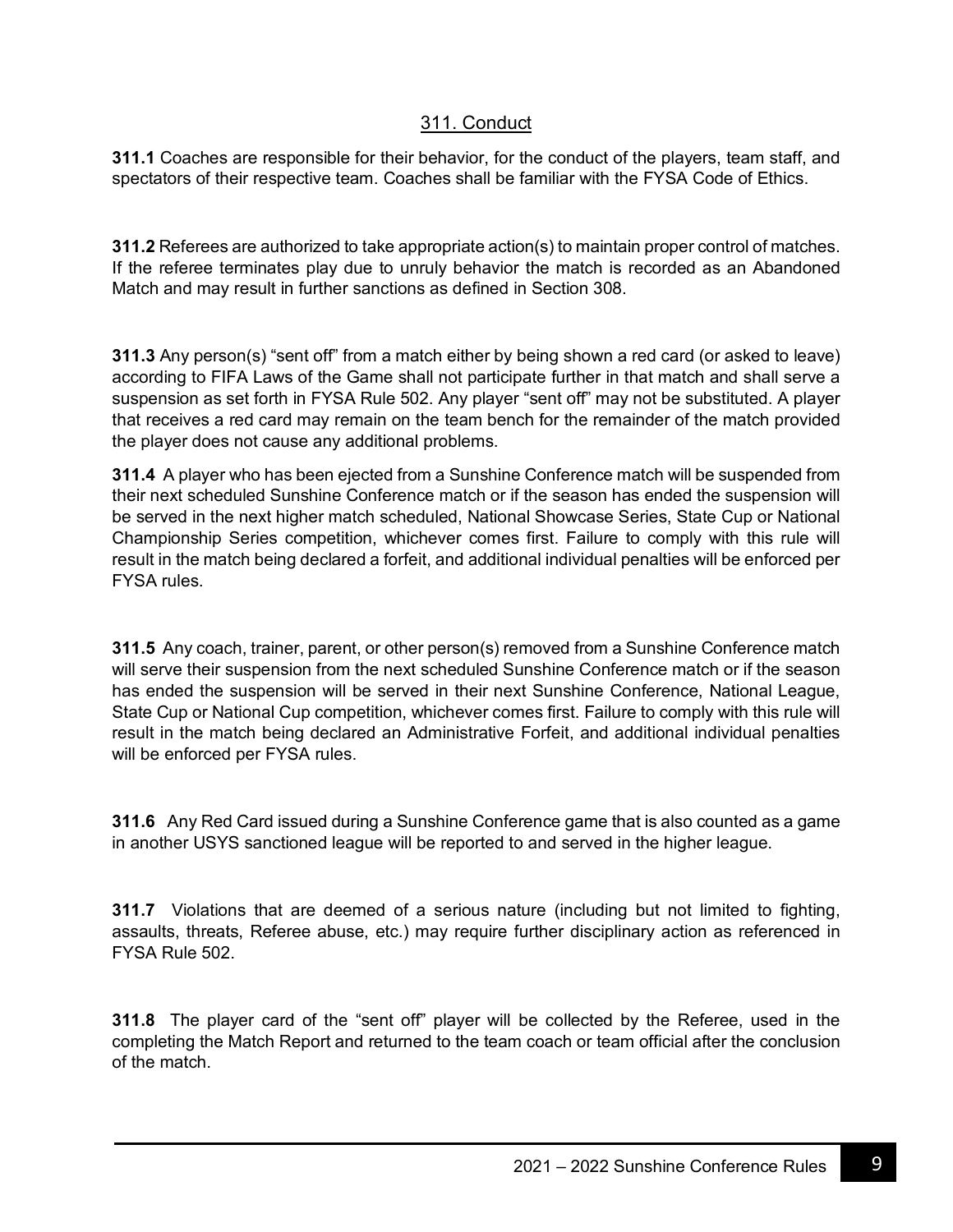## 311. Conduct

**311.1** Coaches are responsible for their behavior, for the conduct of the players, team staff, and spectators of their respective team. Coaches shall be familiar with the FYSA Code of Ethics.

**311.2** Referees are authorized to take appropriate action(s) to maintain proper control of matches. If the referee terminates play due to unruly behavior the match is recorded as an Abandoned Match and may result in further sanctions as defined in Section 308.

**311.3** Any person(s) "sent off" from a match either by being shown a red card (or asked to leave) according to FIFA Laws of the Game shall not participate further in that match and shall serve a suspension as set forth in FYSA Rule 502. Any player "sent off" may not be substituted. A player that receives a red card may remain on the team bench for the remainder of the match provided the player does not cause any additional problems.

**311.4** A player who has been ejected from a Sunshine Conference match will be suspended from their next scheduled Sunshine Conference match or if the season has ended the suspension will be served in the next higher match scheduled, National Showcase Series, State Cup or National Championship Series competition, whichever comes first. Failure to comply with this rule will result in the match being declared a forfeit, and additional individual penalties will be enforced per FYSA rules.

**311.5** Any coach, trainer, parent, or other person(s) removed from a Sunshine Conference match will serve their suspension from the next scheduled Sunshine Conference match or if the season has ended the suspension will be served in their next Sunshine Conference, National League, State Cup or National Cup competition, whichever comes first. Failure to comply with this rule will result in the match being declared an Administrative Forfeit, and additional individual penalties will be enforced per FYSA rules.

**311.6** Any Red Card issued during a Sunshine Conference game that is also counted as a game in another USYS sanctioned league will be reported to and served in the higher league.

**311.7** Violations that are deemed of a serious nature (including but not limited to fighting, assaults, threats, Referee abuse, etc.) may require further disciplinary action as referenced in FYSA Rule 502.

**311.8** The player card of the "sent off" player will be collected by the Referee, used in the completing the Match Report and returned to the team coach or team official after the conclusion of the match.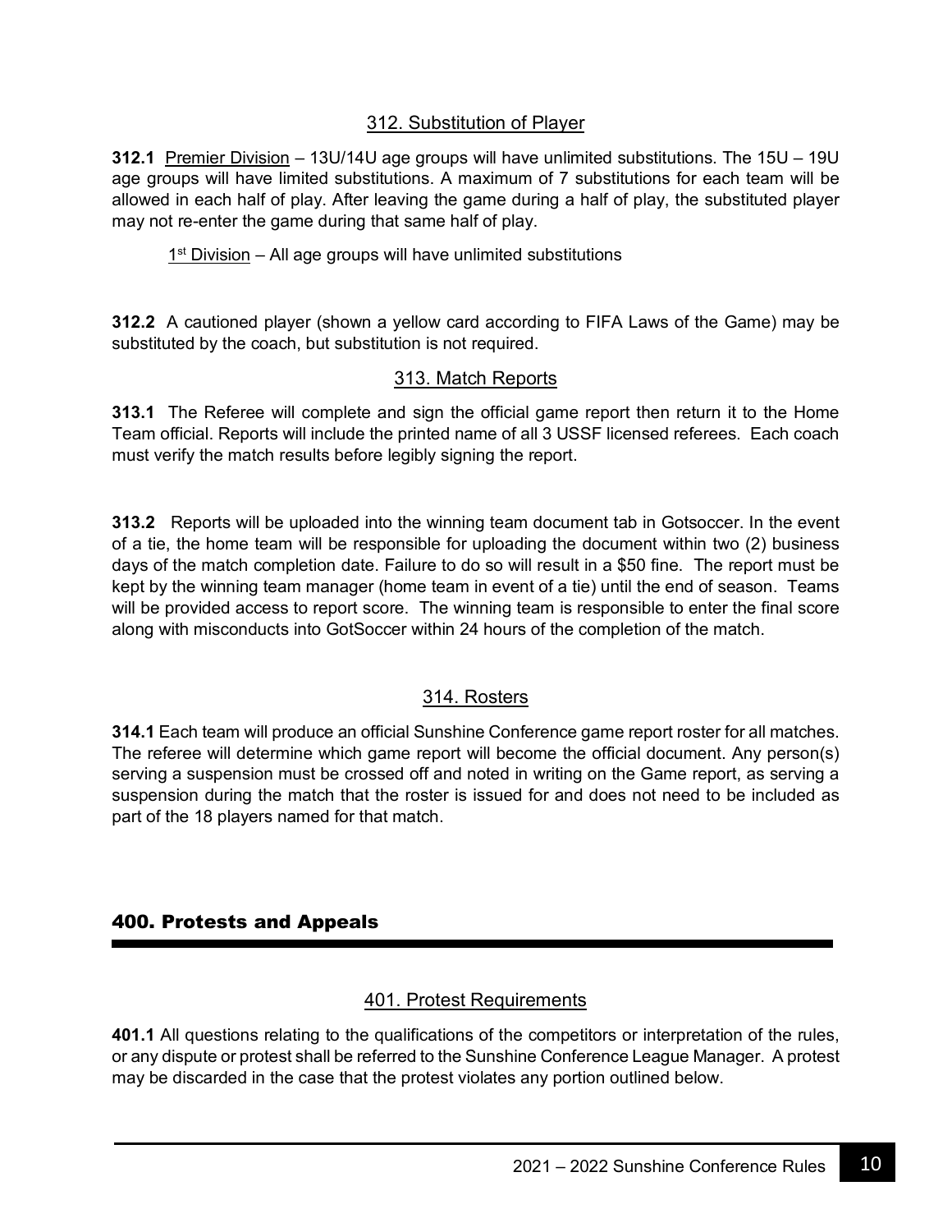### 312. Substitution of Player

**312.1** Premier Division – 13U/14U age groups will have unlimited substitutions. The 15U – 19U age groups will have limited substitutions. A maximum of 7 substitutions for each team will be allowed in each half of play. After leaving the game during a half of play, the substituted player may not re-enter the game during that same half of play.

1st Division – All age groups will have unlimited substitutions

**312.2** A cautioned player (shown a yellow card according to FIFA Laws of the Game) may be substituted by the coach, but substitution is not required.

### 313. Match Reports

**313.1** The Referee will complete and sign the official game report then return it to the Home Team official. Reports will include the printed name of all 3 USSF licensed referees. Each coach must verify the match results before legibly signing the report.

**313.2** Reports will be uploaded into the winning team document tab in Gotsoccer. In the event of a tie, the home team will be responsible for uploading the document within two (2) business days of the match completion date. Failure to do so will result in a $50 fine. The report must be kept by the winning team manager (home team in event of a tie) until the end of season. Teams will be provided access to report score. The winning team is responsible to enter the final score along with misconducts into GotSoccer within 24 hours of the completion of the match.

### 314. Rosters

**314.1** Each team will produce an official Sunshine Conference game report roster for all matches. The referee will determine which game report will become the official document. Any person(s) serving a suspension must be crossed off and noted in writing on the Game report, as serving a suspension during the match that the roster is issued for and does not need to be included as part of the 18 players named for that match.

## 400. Protests and Appeals

### 401. Protest Requirements

**401.1** All questions relating to the qualifications of the competitors or interpretation of the rules, or any dispute or protest shall be referred to the Sunshine Conference League Manager. A protest may be discarded in the case that the protest violates any portion outlined below.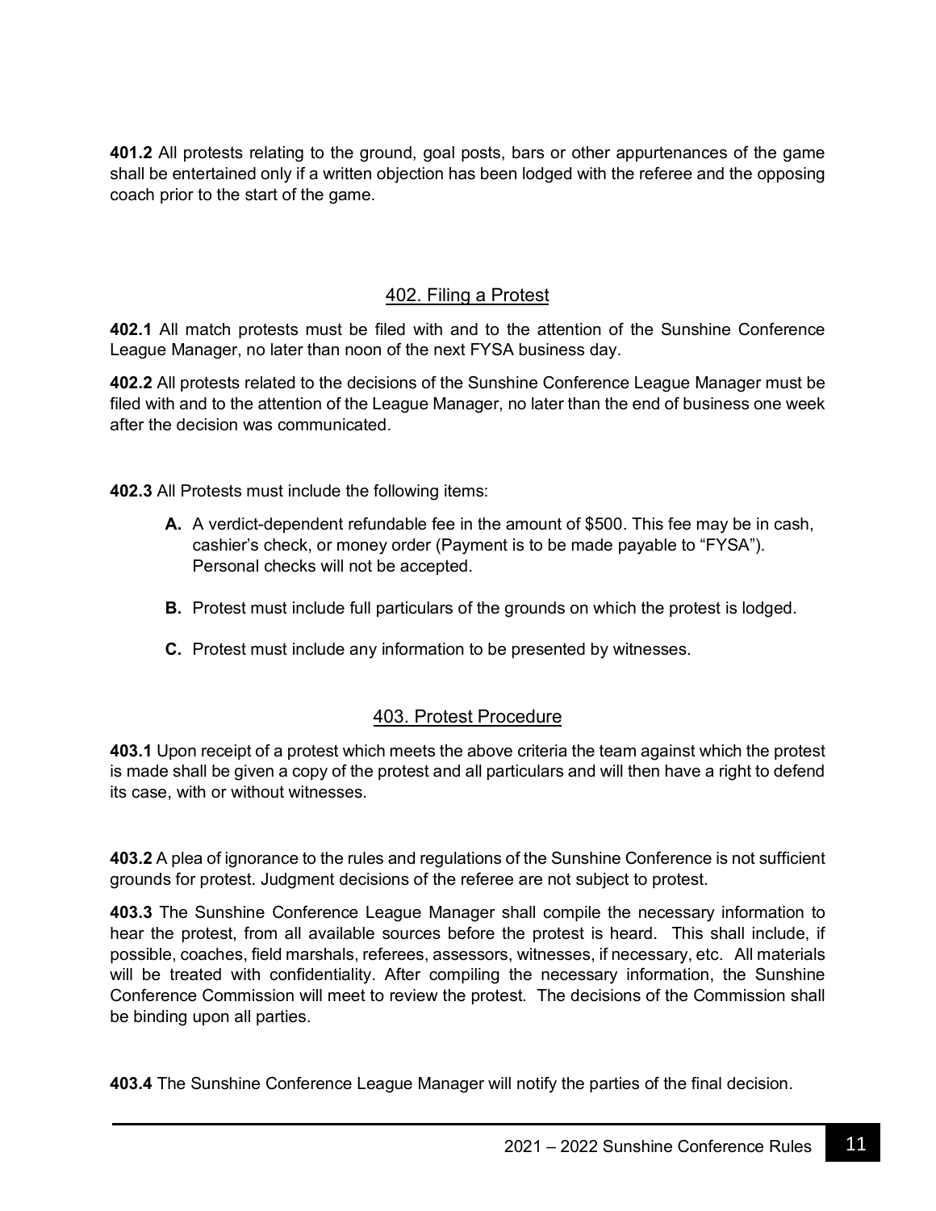**401.2** All protests relating to the ground, goal posts, bars or other appurtenances of the game shall be entertained only if a written objection has been lodged with the referee and the opposing coach prior to the start of the game.

## 402. Filing a Protest

**402.1** All match protests must be filed with and to the attention of the Sunshine Conference League Manager, no later than noon of the next FYSA business day.

**402.2** All protests related to the decisions of the Sunshine Conference League Manager must be filed with and to the attention of the League Manager, no later than the end of business one week after the decision was communicated.

**402.3** All Protests must include the following items:

- **A.** A verdict-dependent refundable fee in the amount of $500. This fee may be in cash, cashier's check, or money order (Payment is to be made payable to "FYSA"). Personal checks will not be accepted.
- **B.** Protest must include full particulars of the grounds on which the protest is lodged.
- **C.** Protest must include any information to be presented by witnesses.

## 403. Protest Procedure

**403.1** Upon receipt of a protest which meets the above criteria the team against which the protest is made shall be given a copy of the protest and all particulars and will then have a right to defend its case, with or without witnesses.

**403.2** A plea of ignorance to the rules and regulations of the Sunshine Conference is not sufficient grounds for protest. Judgment decisions of the referee are not subject to protest.

**403.3** The Sunshine Conference League Manager shall compile the necessary information to hear the protest, from all available sources before the protest is heard. This shall include, if possible, coaches, field marshals, referees, assessors, witnesses, if necessary, etc. All materials will be treated with confidentiality. After compiling the necessary information, the Sunshine Conference Commission will meet to review the protest. The decisions of the Commission shall be binding upon all parties.

**403.4** The Sunshine Conference League Manager will notify the parties of the final decision.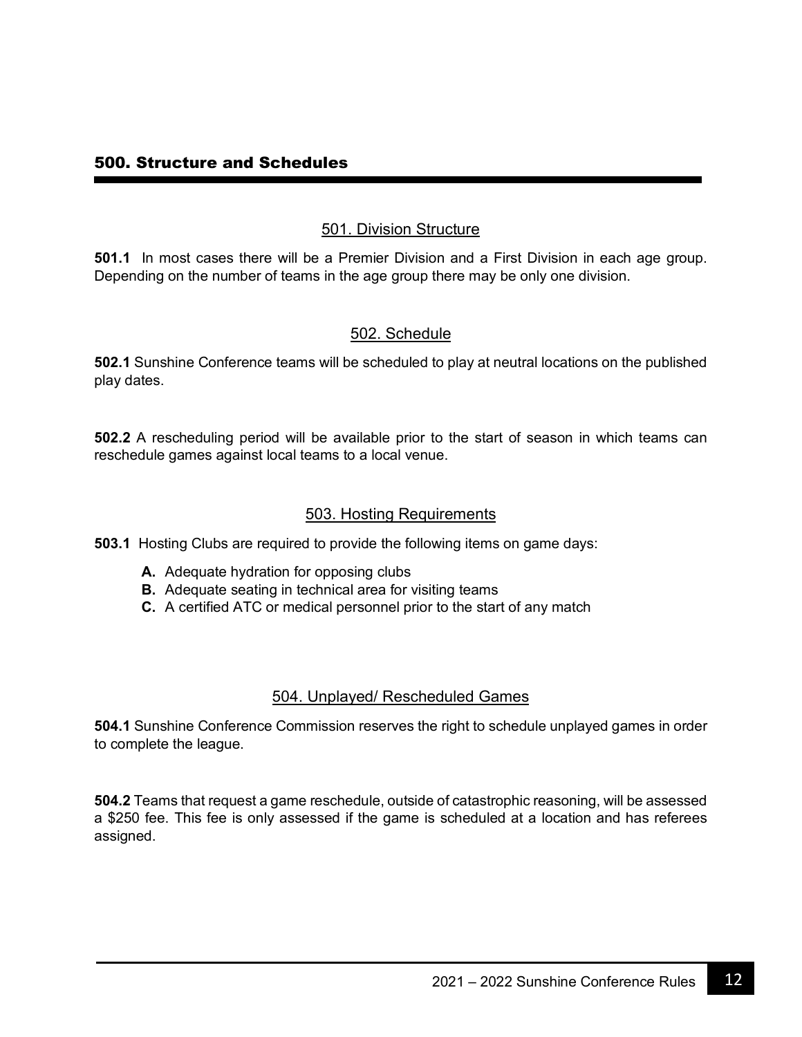## 500. Structure and Schedules

### 501. Division Structure

**501.1** In most cases there will be a Premier Division and a First Division in each age group. Depending on the number of teams in the age group there may be only one division.

### 502. Schedule

**502.1** Sunshine Conference teams will be scheduled to play at neutral locations on the published play dates.

**502.2** A rescheduling period will be available prior to the start of season in which teams can reschedule games against local teams to a local venue.

### 503. Hosting Requirements

**503.1** Hosting Clubs are required to provide the following items on game days:

- **A.** Adequate hydration for opposing clubs
- **B.** Adequate seating in technical area for visiting teams
- **C.** A certified ATC or medical personnel prior to the start of any match

### 504. Unplayed/ Rescheduled Games

**504.1** Sunshine Conference Commission reserves the right to schedule unplayed games in order to complete the league.

**504.2** Teams that request a game reschedule, outside of catastrophic reasoning, will be assessed a $250 fee. This fee is only assessed if the game is scheduled at a location and has referees assigned.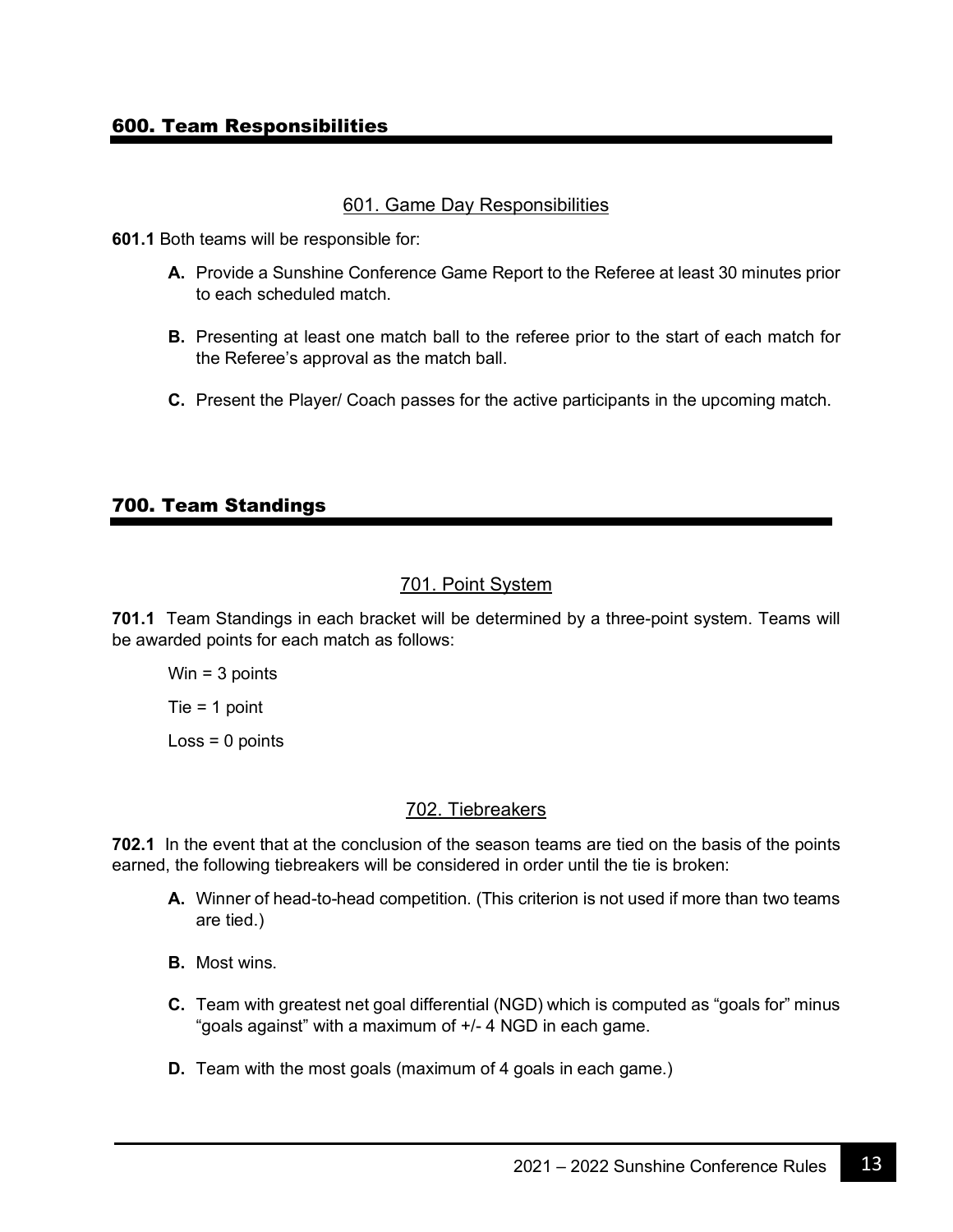## 600. Team Responsibilities

### 601. Game Day Responsibilities

**601.1** Both teams will be responsible for:

- **A.** Provide a Sunshine Conference Game Report to the Referee at least 30 minutes prior to each scheduled match.
- **B.** Presenting at least one match ball to the referee prior to the start of each match for the Referee's approval as the match ball.
- **C.** Present the Player/ Coach passes for the active participants in the upcoming match.

## 700. Team Standings

### 701. Point System

**701.1** Team Standings in each bracket will be determined by a three-point system. Teams will be awarded points for each match as follows:

Win = 3 points

Tie = 1 point

Loss = 0 points

### 702. Tiebreakers

**702.1** In the event that at the conclusion of the season teams are tied on the basis of the points earned, the following tiebreakers will be considered in order until the tie is broken:

- **A.** Winner of head-to-head competition. (This criterion is not used if more than two teams are tied.)
- **B.** Most wins.
- **C.** Team with greatest net goal differential (NGD) which is computed as "goals for" minus "goals against" with a maximum of +/- 4 NGD in each game.
- **D.** Team with the most goals (maximum of 4 goals in each game.)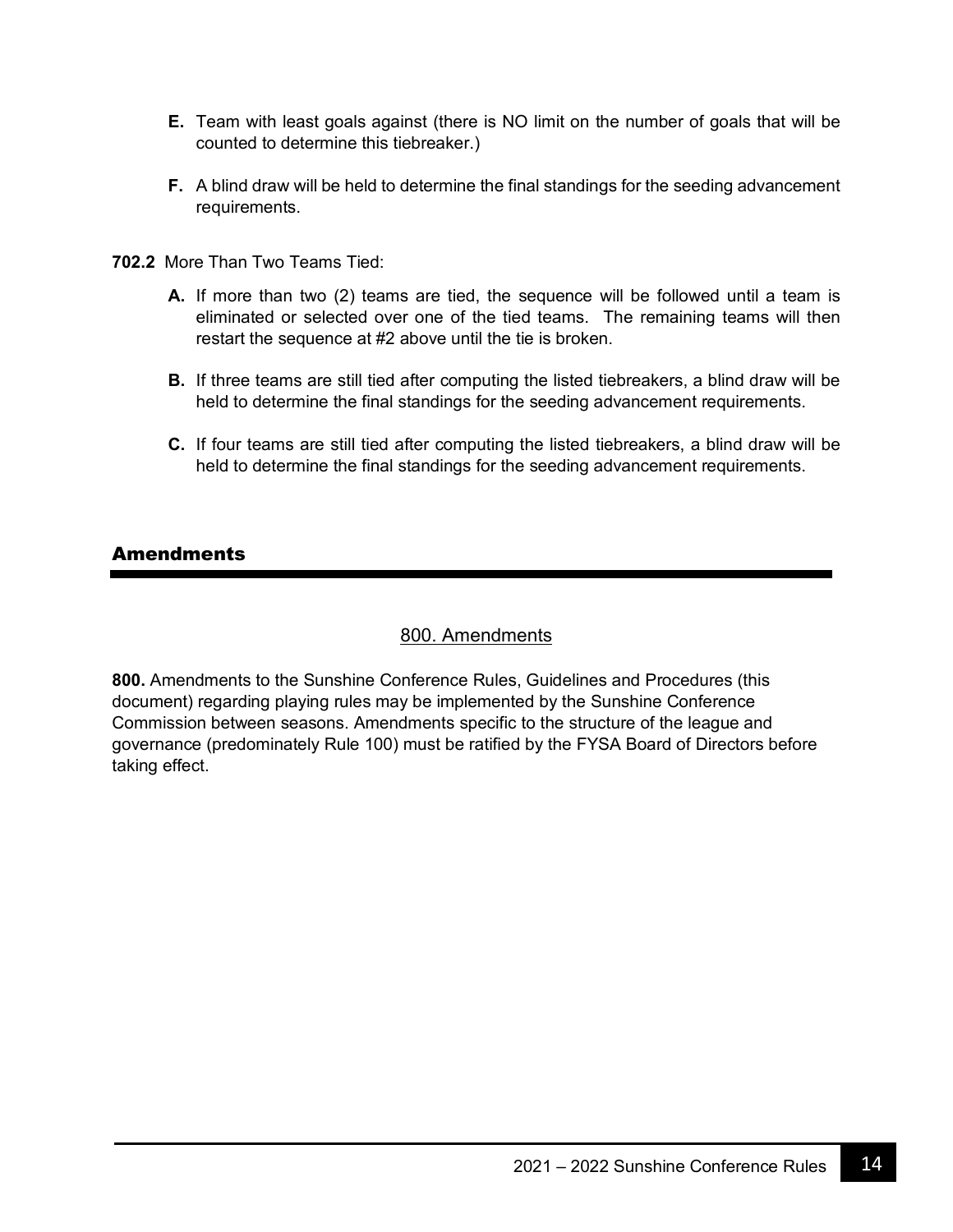**E.** Team with least goals against (there is NO limit on the number of goals that will be counted to determine this tiebreaker.)

**F.** A blind draw will be held to determine the final standings for the seeding advancement requirements.

**702.2** More Than Two Teams Tied:

**A.** If more than two (2) teams are tied, the sequence will be followed until a team is eliminated or selected over one of the tied teams. The remaining teams will then restart the sequence at #2 above until the tie is broken.

**B.** If three teams are still tied after computing the listed tiebreakers, a blind draw will be held to determine the final standings for the seeding advancement requirements.

**C.** If four teams are still tied after computing the listed tiebreakers, a blind draw will be held to determine the final standings for the seeding advancement requirements.

## Amendments

### 800. Amendments

**800.** Amendments to the Sunshine Conference Rules, Guidelines and Procedures (this document) regarding playing rules may be implemented by the Sunshine Conference Commission between seasons. Amendments specific to the structure of the league and governance (predominately Rule 100) must be ratified by the FYSA Board of Directors before taking effect.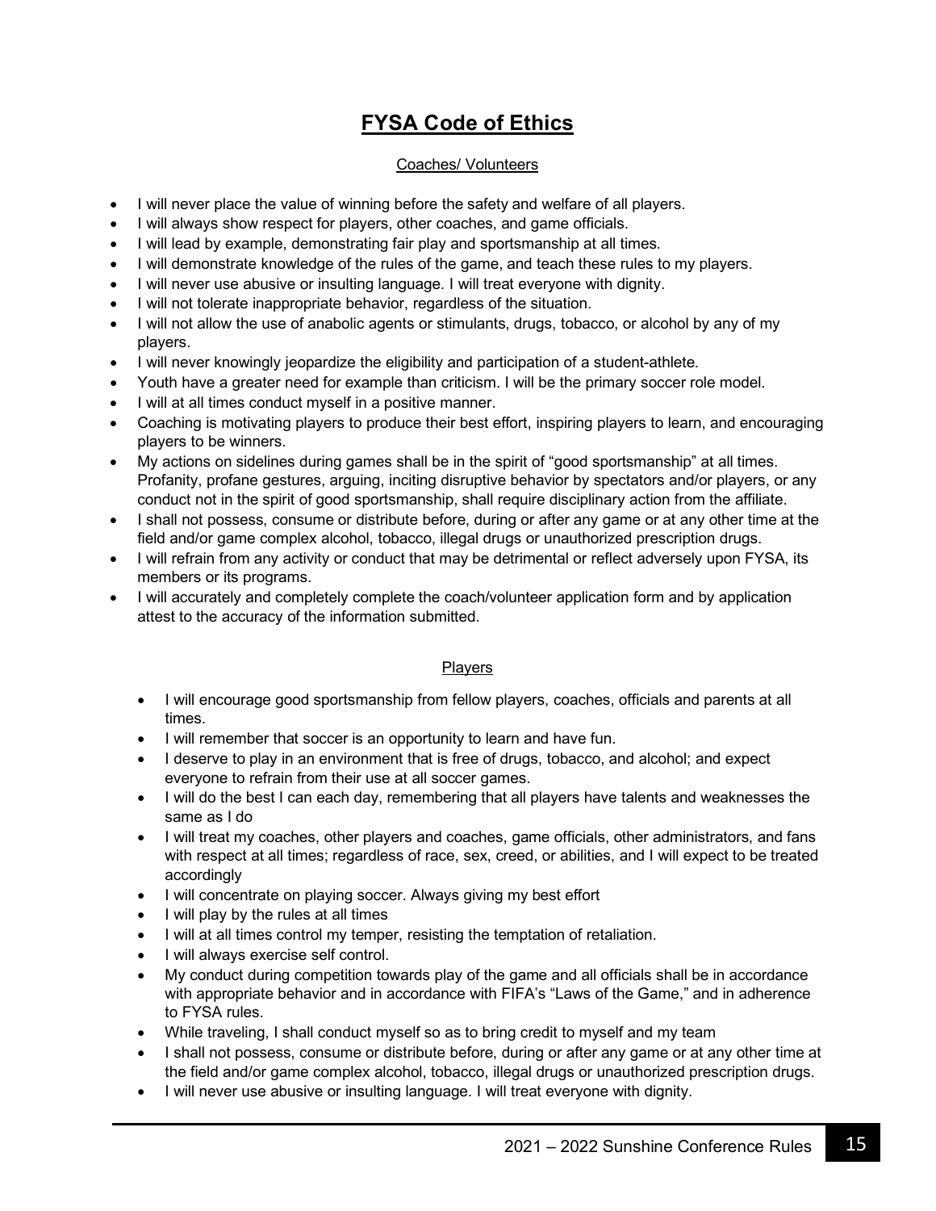# FYSA Code of Ethics

## Coaches/ Volunteers

- I will never place the value of winning before the safety and welfare of all players.
- I will always show respect for players, other coaches, and game officials.
- I will lead by example, demonstrating fair play and sportsmanship at all times.
- I will demonstrate knowledge of the rules of the game, and teach these rules to my players.
- I will never use abusive or insulting language. I will treat everyone with dignity.
- I will not tolerate inappropriate behavior, regardless of the situation.
- I will not allow the use of anabolic agents or stimulants, drugs, tobacco, or alcohol by any of my players.
- I will never knowingly jeopardize the eligibility and participation of a student-athlete.
- Youth have a greater need for example than criticism. I will be the primary soccer role model.
- I will at all times conduct myself in a positive manner.
- Coaching is motivating players to produce their best effort, inspiring players to learn, and encouraging players to be winners.
- My actions on sidelines during games shall be in the spirit of "good sportsmanship" at all times. Profanity, profane gestures, arguing, inciting disruptive behavior by spectators and/or players, or any conduct not in the spirit of good sportsmanship, shall require disciplinary action from the affiliate.
- I shall not possess, consume or distribute before, during or after any game or at any other time at the field and/or game complex alcohol, tobacco, illegal drugs or unauthorized prescription drugs.
- I will refrain from any activity or conduct that may be detrimental or reflect adversely upon FYSA, its members or its programs.
- I will accurately and completely complete the coach/volunteer application form and by application attest to the accuracy of the information submitted.

## Players

- I will encourage good sportsmanship from fellow players, coaches, officials and parents at all times.
- I will remember that soccer is an opportunity to learn and have fun.
- I deserve to play in an environment that is free of drugs, tobacco, and alcohol; and expect everyone to refrain from their use at all soccer games.
- I will do the best I can each day, remembering that all players have talents and weaknesses the same as I do
- I will treat my coaches, other players and coaches, game officials, other administrators, and fans with respect at all times; regardless of race, sex, creed, or abilities, and I will expect to be treated accordingly
- I will concentrate on playing soccer. Always giving my best effort
- I will play by the rules at all times
- I will at all times control my temper, resisting the temptation of retaliation.
- I will always exercise self control.
- My conduct during competition towards play of the game and all officials shall be in accordance with appropriate behavior and in accordance with FIFA's "Laws of the Game," and in adherence to FYSA rules.
- While traveling, I shall conduct myself so as to bring credit to myself and my team
- I shall not possess, consume or distribute before, during or after any game or at any other time at the field and/or game complex alcohol, tobacco, illegal drugs or unauthorized prescription drugs.
- I will never use abusive or insulting language. I will treat everyone with dignity.